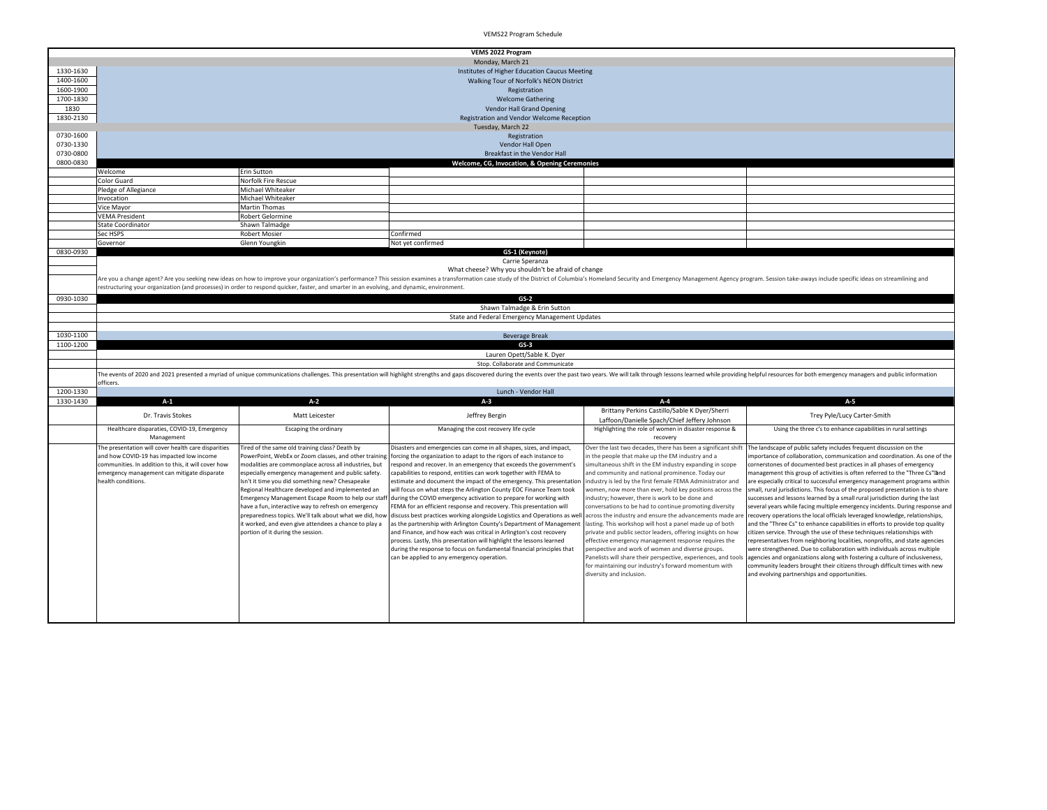# VEMS 2022 Program

## Monday, March 21

| Time | Event |
|---|---|
| 1330-1630 | Institutes of Higher Education Caucus Meeting |
| 1400-1600 | Walking Tour of Norfolk's NEON District |
| 1600-1900 | Registration |
| 1700-1830 | Welcome Gathering |
| 1830 | Vendor Hall Grand Opening |
| 1830-2130 | Registration and Vendor Welcome Reception |

## Tuesday, March 22

| Time | Event |
|---|---|
| 0730-1600 | Registration |
| 0730-1330 | Vendor Hall Open |
| 0730-0800 | Breakfast in the Vendor Hall |
| 0800-0830 | **Welcome, CG, Invocation, & Opening Ceremonies** |

| Role | Name | Status |
|---|---|---|
| Welcome | Erin Sutton | |
| Color Guard | Norfolk Fire Rescue | |
| Pledge of Allegiance | Michael Whiteaker | |
| Invocation | Michael Whiteaker | |
| Vice Mayor | Martin Thomas | |
| VEMA President | Robert Gelormine | |
| State Coordinator | Shawn Talmadge | |
| Sec HSPS | Robert Mosier | Confirmed |
| Governor | Glenn Youngkin | Not yet confirmed |

### 0830-0930 GS-1 (Keynote)

Carrie Speranza

What cheese? Why you shouldn't be afraid of change

Are you a change agent? Are you seeking new ideas on how to improve your organization's performance? This session examines a transformation case study of the District of Columbia's Homeland Security and Emergency Management Agency program. Session take-aways include specific ideas on streamlining and restructuring your organization (and processes) in order to respond quicker, faster, and smarter in an evolving, and dynamic, environment.

### 0930-1030 GS-2

Shawn Talmadge & Erin Sutton

State and Federal Emergency Management Updates

### 1030-1100 Beverage Break

### 1100-1200 GS-3

Lauren Opett/Sable K. Dyer

Stop. Collaborate and Communicate

The events of 2020 and 2021 presented a myriad of unique communications challenges. This presentation will highlight strengths and gaps discovered during the events over the past two years. We will talk through lessons learned while providing helpful resources for both emergency managers and public information officers.

### 1200-1330 Lunch - Vendor Hall

### 1330-1430

| A-1 | A-2 | A-3 | A-4 | A-5 |
|---|---|---|---|---|
| Dr. Travis Stokes | Matt Leicester | Jeffrey Bergin | Brittany Perkins Castillo/Sable K Dyer/Sherri Laffoon/Danielle Spach/Chief Jeffery Johnson | Trey Pyle/Lucy Carter-Smith |
| Healthcare disparaties, COVID-19, Emergency Management | Escaping the ordinary | Managing the cost recovery life cycle | Highlighting the role of women in disaster response & recovery | Using the three c's to enhance capabilities in rural settings |
| The presentation will cover health care disparities and how COVID-19 has impacted low income communities. In addition to this, it will cover how emergency management can mitigate disparate health conditions. | Tired of the same old training class? Death by PowerPoint, WebEx or Zoom classes, and other training modalities are commonplace across all industries, but especially emergency management and public safety. Isn't it time you did something new? Chesapeake Regional Healthcare developed and implemented an Emergency Management Escape Room to help our staff have a fun, interactive way to refresh on emergency preparedness topics. We'll talk about what we did, how it worked, and even give attendees a chance to play a portion of it during the session. | Disasters and emergencies can come in all shapes, sizes, and impact, forcing the organization to adapt to the rigors of each instance to respond and recover. In an emergency that exceeds the government's capabilities to respond, entities can work together with FEMA to estimate and document the impact of the emergency. This presentation will focus on what steps the Arlington County EOC Finance Team took during the COVID emergency activation to prepare for working with FEMA for an efficient response and recovery. This presentation will discuss best practices working alongside Logistics and Operations as well as the partnership with Arlington County's Department of Management and Finance, and how each was critical in Arlington's cost recovery process. Lastly, this presentation will highlight the lessons learned during the response to focus on fundamental financial principles that can be applied to any emergency operation. | Over the last two decades, there has been a significant shift in the people that make up the EM industry and a simultaneous shift in the EM industry expanding in scope and community and national prominence. Today our industry is led by the first female FEMA Administrator and women, now more than ever, hold key positions across the industry; however, there is work to be done and conversations to be had to continue promoting diversity across the industry and ensure the advancements made are lasting. This workshop will host a panel made up of both private and public sector leaders, offering insights on how effective emergency management response requires the perspective and work of women and diverse groups. Panelists will share their perspective, experiences, and tools for maintaining our industry's forward momentum with diversity and inclusion. | The landscape of public safety includes frequent discussion on the importance of collaboration, communication and coordination. As one of the cornerstones of documented best practices in all phases of emergency management this group of activities is often referred to the "Three Cs" and are especially critical to successful emergency management programs within small, rural jurisdictions. This focus of the proposed presentation is to share successes and lessons learned by a small rural jurisdiction during the last several years while facing multiple emergency incidents. During response and recovery operations the local officials leveraged knowledge, relationships, and the "Three Cs" to enhance capabilities in efforts to provide top quality citizen service. Through the use of these techniques relationships with representatives from neighboring localities, nonprofits, and state agencies were strengthened. Due to collaboration with individuals across multiple agencies and organizations along with fostering a culture of inclusiveness, community leaders brought their citizens through difficult times with new and evolving partnerships and opportunities. |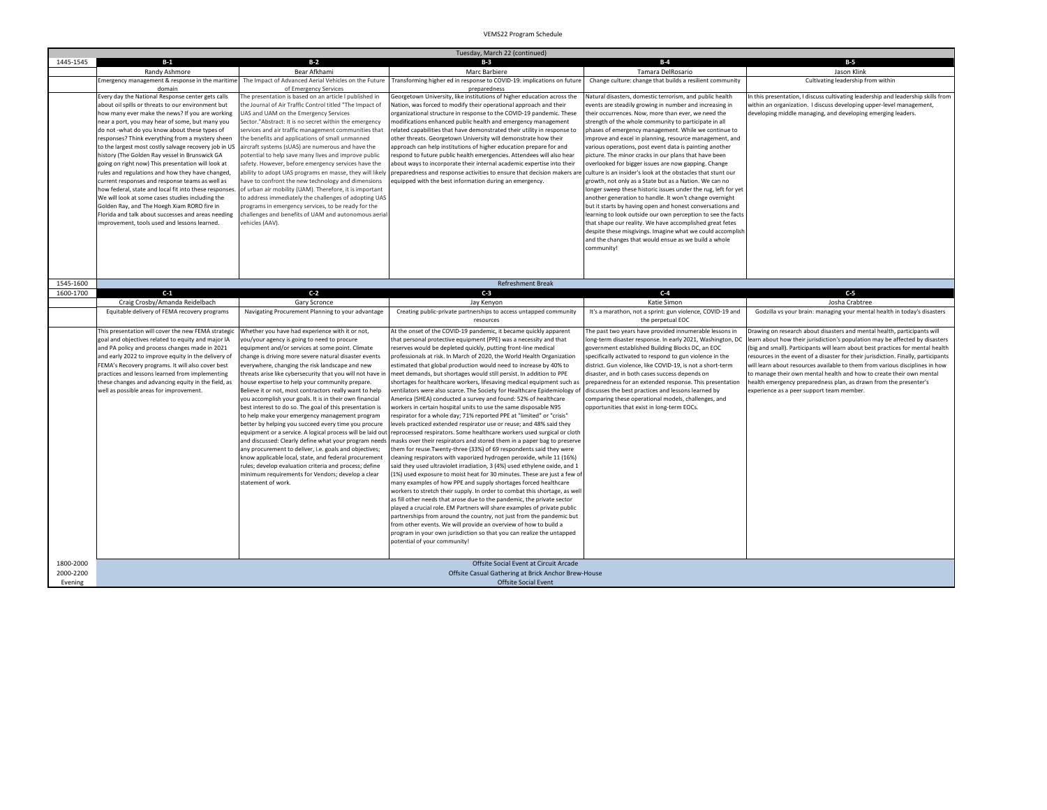VEMS22 Program Schedule

| Tuesday, March 22 (continued) | | | | | |
|---|---|---|---|---|---|
| 1445-1545 | B-1 | B-2 | B-3 | B-4 | B-5 |
| | Randy Ashmore | Bear Afkhami | Marc Barbiere | Tamara DelRosario | Jason Klink |
| | Emergency management & response in the maritime domain | The Impact of Advanced Aerial Vehicles on the Future of Emergency Services | Transforming higher ed in response to COVID-19: implications on future preparedness | Change culture: change that builds a resilient community | Cultivating leadership from within |
| | Every day the National Response center gets calls about oil spills or threats to our environment but how many ever make the news? If you are working near a port, you may hear of some, but many you do not -what do you know about these types of responses? Think everything from a mystery sheen to the largest most costly salvage recovery job in US history (The Golden Ray vessel in Brunswick GA going on right now) This presentation will look at rules and regulations and how they have changed, current responses and response teams as well as how federal, state and local fit into these responses. We will look at some cases studies including the Golden Ray, and The Hoegh Xiam RORO fire in Florida and talk about successes and areas needing improvement, tools used and lessons learned. | The presentation is based on an article I published in the Journal of Air Traffic Control titled "The Impact of UAS and UAM on the Emergency Services Sector."Abstract: It is no secret within the emergency services and air traffic management communities that the benefits and applications of small unmanned aircraft systems (sUAS) are numerous and have the potential to help save many lives and improve public safety. However, before emergency services have the ability to adopt UAS programs en masse, they will likely have to confront the new technology and dimensions of urban air mobility (UAM). Therefore, it is important to address immediately the challenges of adopting UAS programs in emergency services, to be ready for the challenges and benefits of UAM and autonomous aerial vehicles (AAV). | Georgetown University, like institutions of higher education across the Nation, was forced to modify their operational approach and their organizational structure in response to the COVID-19 pandemic. These modifications enhanced public health and emergency management related capabilities that have demonstrated their utility in response to other threats. Georgetown University will demonstrate how their approach can help institutions of higher education prepare for and respond to future public health emergencies. Attendees will also hear about ways to incorporate their internal academic expertise into their preparedness and response activities to ensure that decision makers are equipped with the best information during an emergency. | Natural disasters, domestic terrorism, and public health events are steadily growing in number and increasing in their occurrences. Now, more than ever, we need the strength of the whole community to participate in all phases of emergency management. While we continue to improve and excel in planning, resource management, and various operations, post event data is painting another picture. The minor cracks in our plans that have been overlooked for bigger issues are now gapping. Change culture is an insider's look at the obstacles that stunt our growth, not only as a State but as a Nation. We can no longer sweep these historic issues under the rug, left for yet another generation to handle. It won't change overnight but it starts by having open and honest conversations and learning to look outside our own perception to see the facts that shape our reality. We have accomplished great fetes despite these misgivings. Imagine what we could accomplish and the changes that would ensue as we build a whole community! | In this presentation, I discuss cultivating leadership and leadership skills from within an organization. I discuss developing upper-level management, developing middle managing, and developing emerging leaders. |
| 1545-1600 | Refreshment Break | | | | |
| 1600-1700 | C-1 | C-2 | C-3 | C-4 | C-5 |
| | Craig Crosby/Amanda Reidelbach | Gary Scronce | Jay Kenyon | Katie Simon | Josha Crabtree |
| | Equitable delivery of FEMA recovery programs | Navigating Procurement Planning to your advantage | Creating public-private partnerships to access untapped community resources | It's a marathon, not a sprint: gun violence, COVID-19 and the perpetual EOC | Godzilla vs your brain: managing your mental health in today's disasters |
| | This presentation will cover the new FEMA strategic goal and objectives related to equity and major IA and PA policy and process changes made in 2021 and early 2022 to improve equity in the delivery of FEMA's Recovery programs. It will also cover best practices and lessons learned from implementing these changes and advancing equity in the field, as well as possible areas for improvement. | Whether you have had experience with it or not, you/your agency is going to need to procure equipment and/or services at some point. Climate change is driving more severe natural disaster events everywhere, changing the risk landscape and new threats arise like cybersecurity that you will not have in house expertise to help your community prepare. Believe it or not, most contractors really want to help you accomplish your goals. It is in their own financial best interest to do so. The goal of this presentation is to help make your emergency management program better by helping you succeed every time you procure equipment or a service. A logical process will be laid out and discussed: Clearly define what your program needs any procurement to deliver, i.e. goals and objectives; know applicable local, state, and federal procurement rules; develop evaluation criteria and process; define minimum requirements for Vendors; develop a clear statement of work. | At the onset of the COVID-19 pandemic, it became quickly apparent that personal protective equipment (PPE) was a necessity and that reserves would be depleted quickly, putting front-line medical professionals at risk. In March of 2020, the World Health Organization estimated that global production would need to increase by 40% to meet demands, but shortages would still persist. In addition to PPE shortages for healthcare workers, lifesaving medical equipment such as ventilators were also scarce. The Society for Healthcare Epidemiology of America (SHEA) conducted a survey and found: 52% of healthcare workers in certain hospital units to use the same disposable N95 respirator for a whole day; 71% reported PPE at "limited" or "crisis" levels practiced extended respirator use or reuse; and 48% said they reprocessed respirators. Some healthcare workers used surgical or cloth masks over their respirators and stored them in a paper bag to preserve them for reuse.Twenty-three (33%) of 69 respondents said they were cleaning respirators with vaporized hydrogen peroxide, while 11 (16%) said they used ultraviolet irradiation, 3 (4%) used ethylene oxide, and 1 (1%) used exposure to moist heat for 30 minutes. These are just a few of many examples of how PPE and supply shortages forced healthcare workers to stretch their supply. In order to combat this shortage, as well as fill other needs that arose due to the pandemic, the private sector played a crucial role. EM Partners will share examples of private public partnerships from around the country, not just from the pandemic but from other events. We will provide an overview of how to build a program in your own jurisdiction so that you can realize the untapped potential of your community! | The past two years have provided innumerable lessons in long-term disaster response. In early 2021, Washington, DC government established Building Blocks DC, an EOC specifically activated to respond to gun violence in the district. Gun violence, like COVID-19, is not a short-term disaster, and in both cases success depends on preparedness for an extended response. This presentation discusses the best practices and lessons learned by comparing these operational models, challenges, and opportunities that exist in long-term EOCs. | Drawing on research about disasters and mental health, participants will learn about how their jurisdiction's population may be affected by disasters (big and small). Participants will learn about best practices for mental health resources in the event of a disaster for their jurisdiction. Finally, participants will learn about resources available to them from various disciplines in how to manage their own mental health and how to create their own mental health emergency preparedness plan, as drawn from the presenter's experience as a peer support team member. |
| 1800-2000 | Offsite Social Event at Circuit Arcade | | | | |
| 2000-2200 | Offsite Casual Gathering at Brick Anchor Brew-House | | | | |
| Evening | Offsite Social Event | | | | |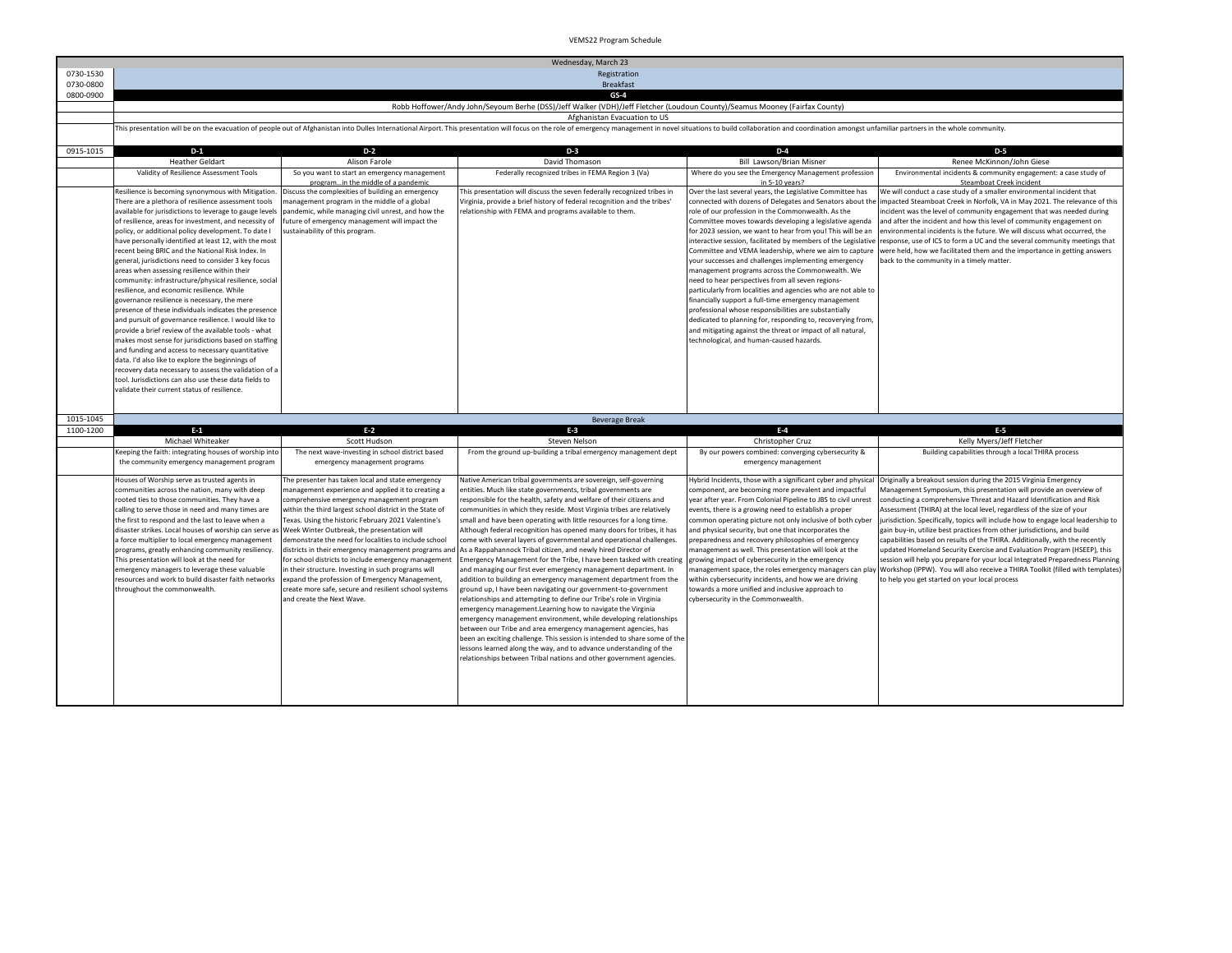# VEMS22 Program Schedule

| | | | | | |
|---|---|---|---|---|---|
| | Wednesday, March 23 | | | | |
| 0730-1530 | Registration | | | | |
| 0730-0800 | Breakfast | | | | |
| 0800-0900 | GS-4 | | | | |
| | Robb Hoffower/Andy John/Seyoum Berhe (DSS)/Jeff Walker (VDH)/Jeff Fletcher (Loudoun County)/Seamus Mooney (Fairfax County) | | | | |
| | Afghanistan Evacuation to US | | | | |
| | This presentation will be on the evacuation of people out of Afghanistan into Dulles International Airport. This presentation will focus on the role of emergency management in novel situations to build collaboration and coordination amongst unfamiliar partners in the whole community. | | | | |
| 0915-1015 | D-1 | D-2 | D-3 | D-4 | D-5 |
| | Heather Geldart | Alison Farole | David Thomason | Bill Lawson/Brian Misner | Renee McKinnon/John Giese |
| | Validity of Resilience Assessment Tools | So you want to start an emergency management program...in the middle of a pandemic | Federally recognized tribes in FEMA Region 3 (Va) | Where do you see the Emergency Management profession in 5-10 years? | Environmental incidents & community engagement: a case study of Steamboat Creek incident |
| | Resilience is becoming synonymous with Mitigation. There are a plethora of resilience assessment tools available for jurisdictions to leverage to gauge levels of resilience, areas for investment, and necessity of policy, or additional policy development. To date I have personally identified at least 12, with the most recent being BRIC and the National Risk Index. In general, jurisdictions need to consider 3 key focus areas when assessing resilience within their community: infrastructure/physical resilience, social resilience, and economic resilience. While governance resilience is necessary, the mere presence of these individuals indicates the presence and pursuit of governance resilience. I would like to provide a brief review of the available tools - what makes most sense for jurisdictions based on staffing and funding and access to necessary quantitative data. I'd also like to explore the beginnings of recovery data necessary to assess the validation of a tool. Jurisdictions can also use these data fields to validate their current status of resilience. | Discuss the complexities of building an emergency management program in the middle of a global pandemic, while managing civil unrest, and how the future of emergency management will impact the sustainability of this program. | This presentation will discuss the seven federally recognized tribes in Virginia, provide a brief history of federal recognition and the tribes' relationship with FEMA and programs available to them. | Over the last several years, the Legislative Committee has connected with dozens of Delegates and Senators about the role of our profession in the Commonwealth. As the Committee moves towards developing a legislative agenda for 2023 session, we want to hear from you! This will be an interactive session, facilitated by members of the Legislative Committee and VEMA leadership, where we aim to capture your successes and challenges implementing emergency management programs across the Commonwealth. We need to hear perspectives from all seven regions-particularly from localities and agencies who are not able to financially support a full-time emergency management professional whose responsibilities are substantially dedicated to planning for, responding to, recovering from, and mitigating against the threat or impact of all natural, technological, and human-caused hazards. | We will conduct a case study of a smaller environmental incident that impacted Steamboat Creek in Norfolk, VA in May 2021. The relevance of this incident was the level of community engagement that was needed during and after the incident and how this level of community engagement on environmental incidents is the future. We will discuss what occurred, the response, use of ICS to form a UC and the several community meetings that were held, how we facilitated them and the importance in getting answers back to the community in a timely matter. |
| 1015-1045 | Beverage Break | | | | |
| 1100-1200 | E-1 | E-2 | E-3 | E-4 | E-5 |
| | Michael Whiteaker | Scott Hudson | Steven Nelson | Christopher Cruz | Kelly Myers/Jeff Fletcher |
| | Keeping the faith: integrating houses of worship into the community emergency management program | The next wave-investing in school district based emergency management programs | From the ground up-building a tribal emergency management dept | By our powers combined: converging cybersecurity & emergency management | Building capabilities through a local THIRA process |
| | Houses of Worship serve as trusted agents in communities across the nation, many with deep rooted ties to those communities. They have a calling to serve those in need and many times are the first to respond and the last to leave when a disaster strikes. Local houses of worship can serve as a force multiplier to local emergency management programs, greatly enhancing community resiliency. This presentation will look at the need for emergency managers to leverage these valuable resources and work to build disaster faith networks throughout the commonwealth. | The presenter has taken local and state emergency management experience and applied it to creating a comprehensive emergency management program within the third largest school district in the State of Texas. Using the historic February 2021 Valentine's Week Winter Outbreak, the presentation will demonstrate the need for localities to include school districts in their emergency management programs and for school districts to include emergency management in their structure. Investing in such programs will expand the profession of Emergency Management, create more safe, secure and resilient school systems and create the Next Wave. | Native American tribal governments are sovereign, self-governing entities. Much like state governments, tribal governments are responsible for the health, safety and welfare of their citizens and communities in which they reside. Most Virginia tribes are relatively small and have been operating with little resources for a long time. Although federal recognition has opened many doors for tribes, it has come with several layers of governmental and operational challenges. As a Rappahannock Tribal citizen, and newly hired Director of Emergency Management for the Tribe, I have been tasked with creating and managing our first ever emergency management department. In addition to building an emergency management department from the ground up, I have been navigating our government-to-government relationships and attempting to define our Tribe's role in Virginia emergency management.Learning how to navigate the Virginia emergency management environment, while developing relationships between our Tribe and area emergency management agencies, has been an exciting challenge. This session is intended to share some of the lessons learned along the way, and to advance understanding of the relationships between Tribal nations and other government agencies. | Hybrid Incidents, those with a significant cyber and physical component, are becoming more prevalent and impactful year after year. From Colonial Pipeline to JBS to civil unrest events, there is a growing need to establish a proper common operating picture not only inclusive of both cyber and physical security, but one that incorporates the preparedness and recovery philosophies of emergency management as well. This presentation will look at the growing impact of cybersecurity in the emergency management space, the roles emergency managers can play within cybersecurity incidents, and how we are driving towards a more unified and inclusive approach to cybersecurity in the Commonwealth. | Originally a breakout session during the 2015 Virginia Emergency Management Symposium, this presentation will provide an overview of conducting a comprehensive Threat and Hazard Identification and Risk Assessment (THIRA) at the local level, regardless of the size of your jurisdiction. Specifically, topics will include how to engage local leadership to gain buy-in, utilize best practices from other jurisdictions, and build capabilities based on results of the THIRA. Additionally, with the recently updated Homeland Security Exercise and Evaluation Program (HSEEP), this session will help you prepare for your local Integrated Preparedness Planning Workshop (IPPW). You will also receive a THIRA Toolkit (filled with templates) to help you get started on your local process |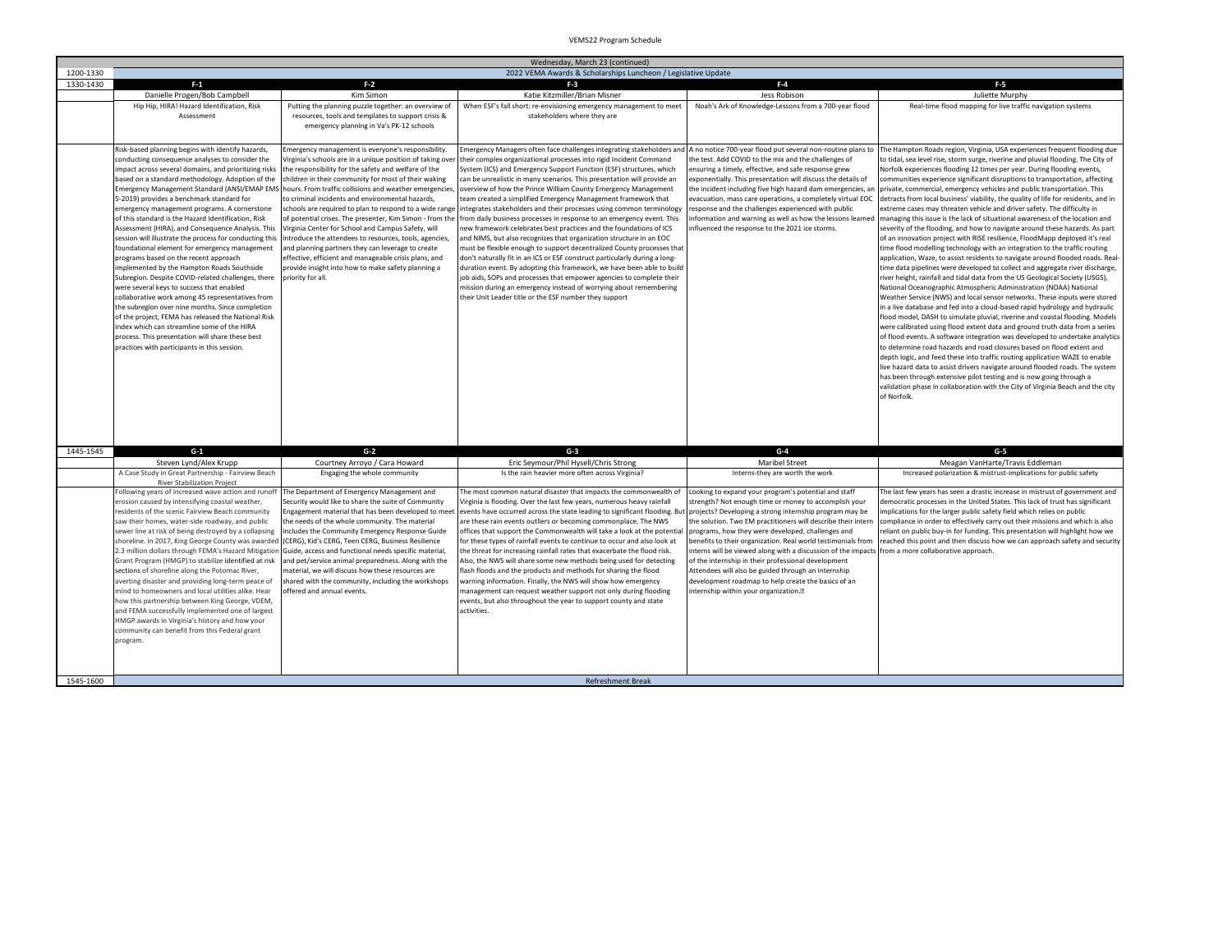| Wednesday, March 23 (continued) | | | | | |
|---|---|---|---|---|---|
| 1200-1330 | 2022 VEMA Awards & Scholarships Luncheon / Legislative Update | | | | |
| 1330-1430 | **F-1** | **F-2** | **F-3** | **F-4** | **F-5** |
| | Danielle Progen/Bob Campbell | Kim Simon | Katie Kitzmiller/Brian Misner | Jess Robison | Juliette Murphy |
| | Hip Hip, HIRA! Hazard Identification, Risk Assessment | Putting the planning puzzle together: an overview of resources, tools and templates to support crisis & emergency planning in Va's PK-12 schools | When ESF's fall short: re-envisioning emergency management to meet stakeholders where they are | Noah's Ark of Knowledge-Lessons from a 700-year flood | Real-time flood mapping for live traffic navigation systems |
| | Risk-based planning begins with identify hazards, conducting consequence analyses to consider the impact across several domains, and prioritizing risks based on a standard methodology. Adoption of the Emergency Management Standard (ANSI/EMAP EMS 5-2019) provides a benchmark standard for emergency management programs. A cornerstone of this standard is the Hazard Identification, Risk Assessment (HIRA), and Consequence Analysis. This session will illustrate the process for conducting this foundational element for emergency management programs based on the recent approach implemented by the Hampton Roads Southside Subregion. Despite COVID-related challenges, there were several keys to success that enabled collaborative work among 45 representatives from the subregion over nine months. Since completion of the project, FEMA has released the National Risk Index which can streamline some of the HIRA process. This presentation will share these best practices with participants in this session. | Emergency management is everyone's responsibility. Virginia's schools are in a unique position of taking over the responsibility for the safety and welfare of the children in their community for most of their waking hours. From traffic collisions and weather emergencies, to criminal incidents and environmental hazards, schools are required to plan to respond to a wide range of potential crises. The presenter, Kim Simon - from the Virginia Center for School and Campus Safety, will introduce the attendees to resources, tools, agencies, and planning partners they can leverage to create effective, efficient and manageable crisis plans, and provide insight into how to make safety planning a priority for all. | Emergency Managers often face challenges integrating stakeholders and their complex organizational processes into rigid Incident Command System (ICS) and Emergency Support Function (ESF) structures, which can be unrealistic in many scenarios. This presentation will provide an overview of how the Prince William County Emergency Management team created a simplified Emergency Management framework that integrates stakeholders and their processes using common terminology from daily business processes in response to an emergency event. This new framework celebrates best practices and the foundations of ICS and NIMS, but also recognizes that organization structure in an EOC must be flexible enough to support decentralized County processes that don't naturally fit in an ICS or ESF construct particularly during a long-duration event. By adopting this framework, we have been able to build job aids, SOPs and processes that empower agencies to complete their mission during an emergency instead of worrying about remembering their Unit Leader title or the ESF number they support | A no notice 700-year flood put several non-routine plans to the test. Add COVID to the mix and the challenges of ensuring a timely, effective, and safe response grew exponentially. This presentation will discuss the details of the incident including five high hazard dam emergencies, an evacuation, mass care operations, a completely virtual EOC response and the challenges experienced with public information and warning as well as how the lessons learned influenced the response to the 2021 ice storms. | The Hampton Roads region, Virginia, USA experiences frequent flooding due to tidal, sea level rise, storm surge, riverine and pluvial flooding. The City of Norfolk experiences flooding 12 times per year. During flooding events, communities experience significant disruptions to transportation, affecting private, commercial, emergency vehicles and public transportation. This detracts from local business' viability, the quality of life for residents, and in extreme cases may threaten vehicle and driver safety. The difficulty in managing this issue is the lack of situational awareness of the location and severity of the flooding, and how to navigate around these hazards. As part of an innovation project with RISE resilience, FloodMapp deployed it's real time flood modelling technology with an integration to the traffic routing application, Waze, to assist residents to navigate around flooded roads. Real-time data pipelines were developed to collect and aggregate river discharge, river height, rainfall and tidal data from the US Geological Society (USGS), National Oceanographic Atmospheric Administration (NOAA) National Weather Service (NWS) and local sensor networks. These inputs were stored in a live database and fed into a cloud-based rapid hydrology and hydraulic flood model, DASH to simulate pluvial, riverine and coastal flooding. Models were calibrated using flood extent data and ground truth data from a series of flood events. A software integration was developed to undertake analytics to determine road hazards and road closures based on flood extent and depth logic, and feed these into traffic routing application WAZE to enable live hazard data to assist drivers navigate around flooded roads. The system has been through extensive pilot testing and is now going through a validation phase in collaboration with the City of Virginia Beach and the city of Norfolk. |
| 1445-1545 | **G-1** | **G-2** | **G-3** | **G-4** | **G-5** |
| | Steven Lynd/Alex Krupp | Courtney Arroyo / Cara Howard | Eric Seymour/Phil Hysell/Chris Strong | Maribel Street | Meagan VanHarte/Travis Eddleman |
| | A Case Study in Great Partnership - Fairview Beach River Stabilization Project | Engaging the whole community | Is the rain heavier more often across Virginia? | Interns-they are worth the work | Increased polarization & mistrust-implications for public safety |
| | Following years of increased wave action and runoff erosion caused by intensifying coastal weather, residents of the scenic Fairview Beach community saw their homes, water-side roadway, and public sewer line at risk of being destroyed by a collapsing shoreline. In 2017, King George County was awarded 2.3 million dollars through FEMA's Hazard Mitigation Grant Program (HMGP) to stabilize identified at risk sections of shoreline along the Potomac River, averting disaster and providing long-term peace of mind to homeowners and local utilities alike. Hear how this partnership between King George, VDEM, and FEMA successfully implemented one of largest HMGP awards in Virginia's history and how your community can benefit from this Federal grant program. | The Department of Emergency Management and Security would like to share the suite of Community Engagement material that has been developed to meet the needs of the whole community. The material includes the Community Emergency Response Guide (CERG), Kid's CERG, Teen CERG, Business Resilience Guide, access and functional needs specific material, and pet/service animal preparedness. Along with the material, we will discuss how these resources are shared with the community, including the workshops offered and annual events. | The most common natural disaster that impacts the commonwealth of Virginia is flooding. Over the last few years, numerous heavy rainfall events have occurred across the state leading to significant flooding. But are these rain events outliers or becoming commonplace. The NWS offices that support the Commonwealth will take a look at the potential for these types of rainfall events to continue to occur and also look at the threat for increasing rainfall rates that exacerbate the flood risk. Also, the NWS will share some new methods being used for detecting flash floods and the products and methods for sharing the flood warning information. Finally, the NWS will show how emergency management can request weather support not only during flooding events, but also throughout the year to support county and state activities. | Looking to expand your program's potential and staff strength? Not enough time or money to accomplish your projects? Developing a strong internship program may be the solution. Two EM practitioners will describe their intern programs, how they were developed, challenges and benefits to their organization. Real world testimonials from interns will be viewed along with a discussion of the impacts of the internship in their professional development Attendees will also be guided through an internship development roadmap to help create the basics of an internship within your organization. | The last few years has seen a drastic increase in mistrust of government and democratic processes in the United States. This lack of trust has significant implications for the larger public safety field which relies on public compliance in order to effectively carry out their missions and which is also reliant on public buy-in for funding. This presentation will highlight how we reached this point and then discuss how we can approach safety and security from a more collaborative approach. |
| 1545-1600 | Refreshment Break | | | | |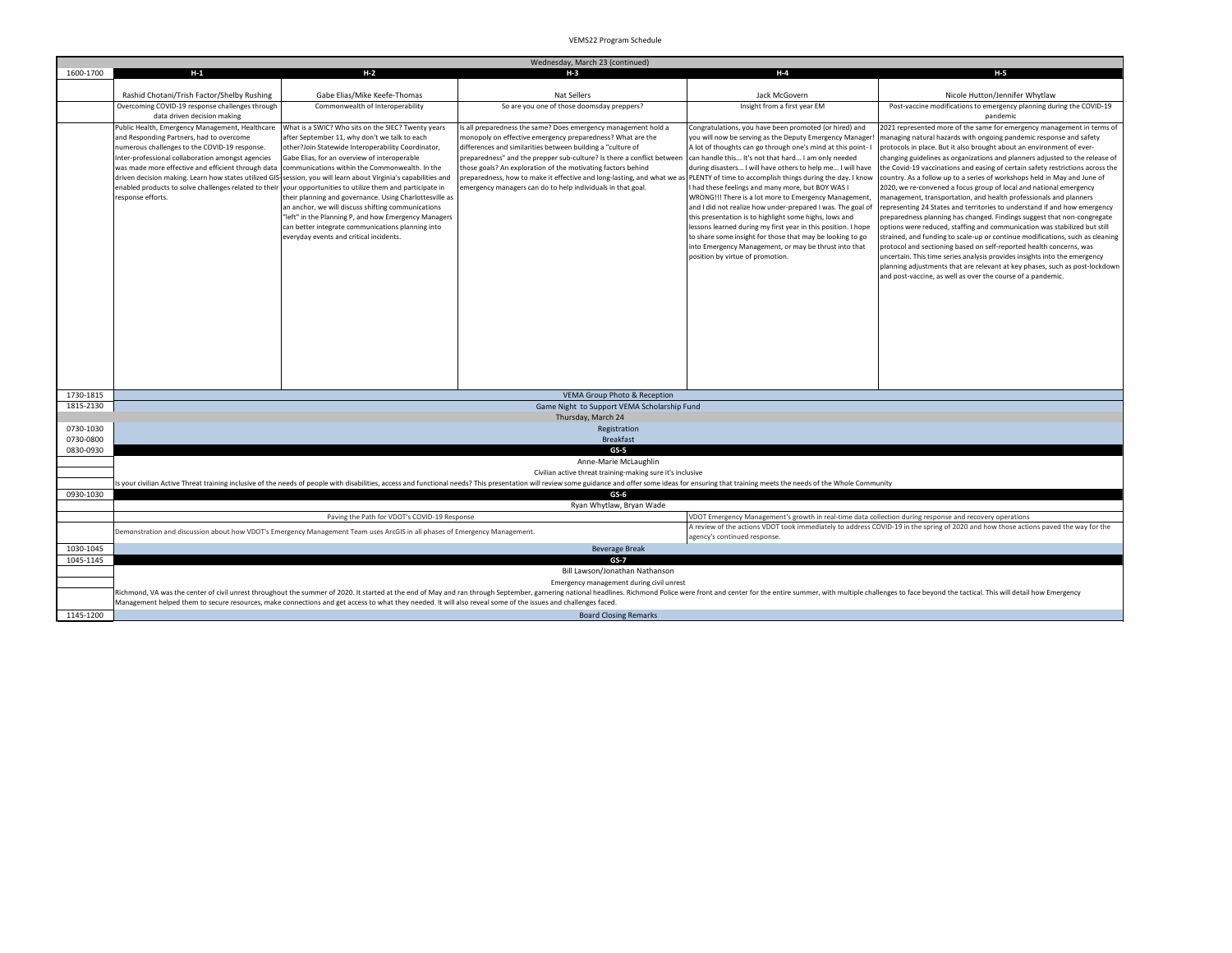VEMS22 Program Schedule

| | | | | | |
|---|---|---|---|---|---|
| | Wednesday, March 23 (continued) | | | | |
| 1600-1700 | H-1 | H-2 | H-3 | H-4 | H-5 |
| | Rashid Chotani/Trish Factor/Shelby Rushing | Gabe Elias/Mike Keefe-Thomas | Nat Sellers | Jack McGovern | Nicole Hutton/Jennifer Whytlaw |
| | Overcoming COVID-19 response challenges through data driven decision making | Commonwealth of Interoperability | So are you one of those doomsday preppers? | Insight from a first year EM | Post-vaccine modifications to emergency planning during the COVID-19 pandemic |
| | Public Health, Emergency Management, Healthcare and Responding Partners, had to overcome numerous challenges to the COVID-19 response. Inter-professional collaboration amongst agencies was made more effective and efficient through data driven decision making. Learn how states utilized GIS-enabled products to solve challenges related to their response efforts. | What is a SWIC? Who sits on the SIEC? Twenty years after September 11, why don't we talk to each other?Join Statewide Interoperability Coordinator, Gabe Elias, for an overview of interoperable communications within the Commonwealth. In the session, you will learn about Virginia's capabilities and your opportunities to utilize them and participate in their planning and governance. Using Charlottesville as an anchor, we will discuss shifting communications "left" in the Planning P, and how Emergency Managers can better integrate communications planning into everyday events and critical incidents. | Is all preparedness the same? Does emergency management hold a monopoly on effective emergency preparedness? What are the differences and similarities between building a "culture of preparedness" and the prepper sub-culture? Is there a conflict between those goals? An exploration of the motivating factors behind preparedness, how to make it effective and long-lasting, and what we as emergency managers can do to help individuals in that goal. | Congratulations, you have been promoted (or hired) and you will now be serving as the Deputy Emergency Manager! A lot of thoughts can go through one's mind at this point- I can handle this... It's not that hard... I am only needed during disasters... I will have others to help me... I will have PLENTY of time to accomplish things during the day. I know I had these feelings and many more, but BOY WAS I WRONG!!! There is a lot more to Emergency Management, and I did not realize how under-prepared I was. The goal of this presentation is to highlight some highs, lows and lessons learned during my first year in this position. I hope to share some insight for those that may be looking to go into Emergency Management, or may be thrust into that position by virtue of promotion. | 2021 represented more of the same for emergency management in terms of managing natural hazards with ongoing pandemic response and safety protocols in place. But it also brought about an environment of ever-changing guidelines as organizations and planners adjusted to the release of the Covid-19 vaccinations and easing of certain safety restrictions across the country. As a follow up to a series of workshops held in May and June of 2020, we re-convened a focus group of local and national emergency management, transportation, and health professionals and planners representing 24 States and territories to understand if and how emergency preparedness planning has changed. Findings suggest that non-congregate options were reduced, staffing and communication was stabilized but still strained, and funding to scale-up or continue modifications, such as cleaning protocol and sectioning based on self-reported health concerns, was uncertain. This time series analysis provides insights into the emergency planning adjustments that are relevant at key phases, such as post-lockdown and post-vaccine, as well as over the course of a pandemic. |
| 1730-1815 | VEMA Group Photo & Reception | | | | |
| 1815-2130 | Game Night to Support VEMA Scholarship Fund | | | | |
| | Thursday, March 24 | | | | |
| 0730-1030 | Registration | | | | |
| 0730-0800 | Breakfast | | | | |
| 0830-0930 | GS-5 | | | | |
| | Anne-Marie McLaughlin | | | | |
| | Civilian active threat training-making sure it's inclusive | | | | |
| | Is your civilian Active Threat training inclusive of the needs of people with disabilities, access and functional needs? This presentation will review some guidance and offer some ideas for ensuring that training meets the needs of the Whole Community | | | | |
| 0930-1030 | GS-6 | | | | |
| | Ryan Whytlaw, Bryan Wade | | | | |
| | Paving the Path for VDOT's COVID-19 Response | | | VDOT Emergency Management's growth in real-time data collection during response and recovery operations | |
| | Demonstration and discussion about how VDOT's Emergency Management Team uses ArcGIS in all phases of Emergency Management. | | | A review of the actions VDOT took immediately to address COVID-19 in the spring of 2020 and how those actions paved the way for the agency's continued response. | |
| 1030-1045 | Beverage Break | | | | |
| 1045-1145 | GS-7 | | | | |
| | Bill Lawson/Jonathan Nathanson | | | | |
| | Emergency management during civil unrest | | | | |
| | Richmond, VA was the center of civil unrest throughout the summer of 2020. It started at the end of May and ran through September, garnering national headlines. Richmond Police were front and center for the entire summer, with multiple challenges to face beyond the tactical. This will detail how Emergency Management helped them to secure resources, make connections and get access to what they needed. It will also reveal some of the issues and challenges faced. | | | | |
| 1145-1200 | Board Closing Remarks | | | | |